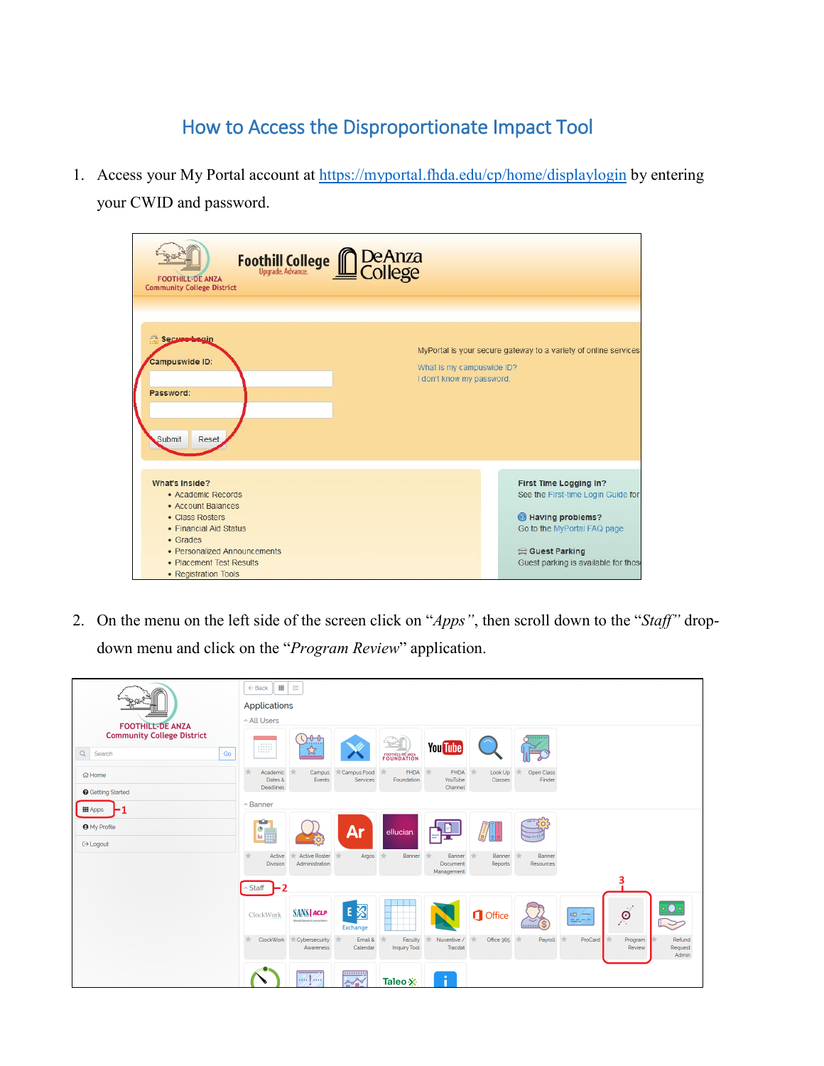# How to Access the Disproportionate Impact Tool

1. Access your My Portal account at https://myportal.fhda.edu/cp/home/displaylogin by entering your CWID and password.

2. On the menu on the left side of the screen click on "*Apps*", then scroll down to the "*Staff*" drop-down menu and click on the "*Program Review*" application.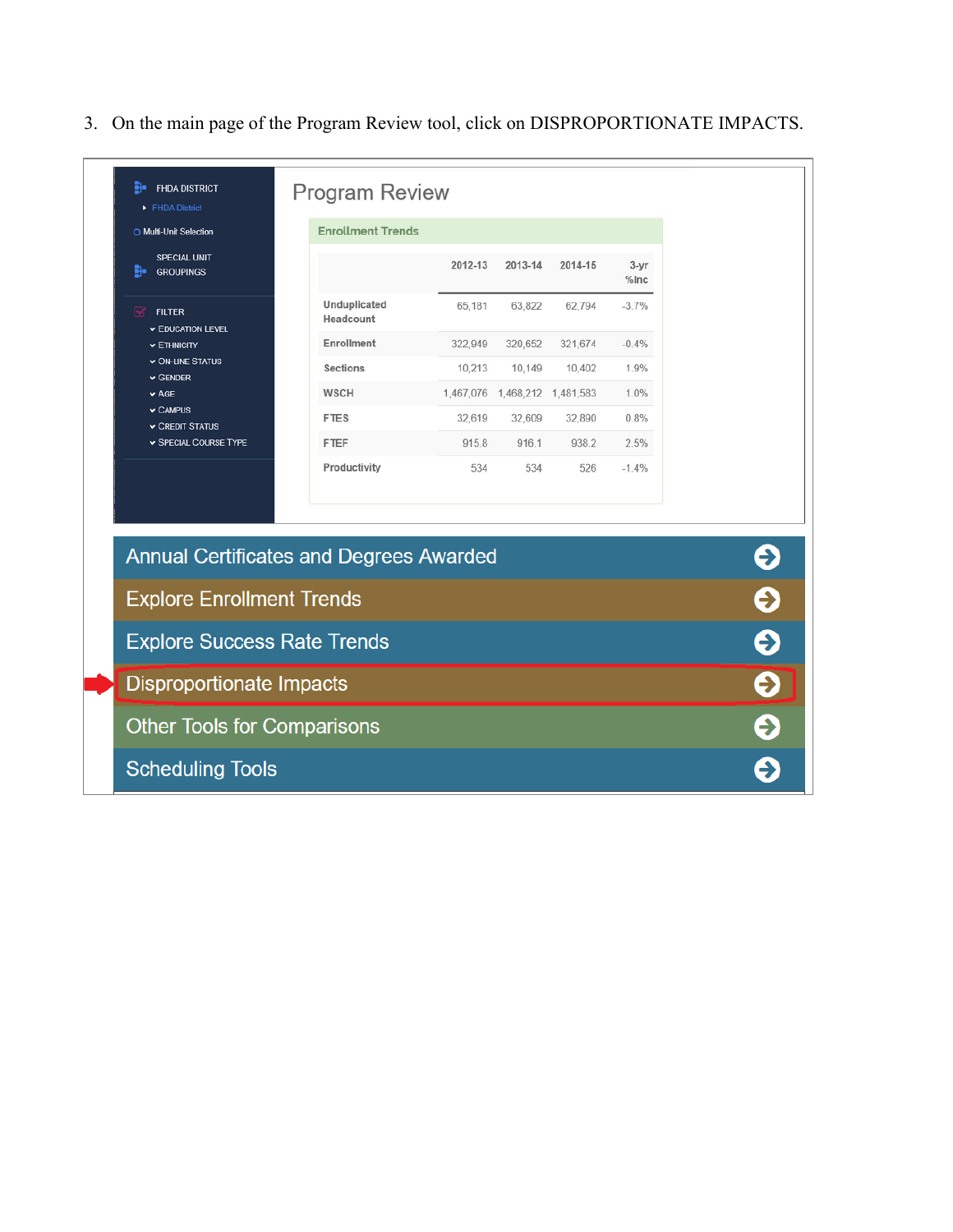3. On the main page of the Program Review tool, click on DISPROPORTIONATE IMPACTS.

FHDA DISTRICT
- FHDA District

Multi-Unit Selection

SPECIAL UNIT GROUPINGS

FILTER
- EDUCATION LEVEL
- ETHNICITY
- ON-LINE STATUS
- GENDER
- AGE
- CAMPUS
- CREDIT STATUS
- SPECIAL COURSE TYPE

## Program Review

**Enrollment Trends**

| | 2012-13 | 2013-14 | 2014-15 | 3-yr %Inc |
|---|---|---|---|---|
| Unduplicated Headcount | 65,181 | 63,822 | 62,794 | -3.7% |
| Enrollment | 322,949 | 320,652 | 321,674 | -0.4% |
| Sections | 10,213 | 10,149 | 10,402 | 1.9% |
| WSCH | 1,467,076 | 1,468,212 | 1,481,583 | 1.0% |
| FTES | 32,619 | 32,609 | 32,890 | 0.8% |
| FTEF | 915.8 | 916.1 | 938.2 | 2.5% |
| Productivity | 534 | 534 | 526 | -1.4% |

- Annual Certificates and Degrees Awarded
- Explore Enrollment Trends
- Explore Success Rate Trends
- Disproportionate Impacts
- Other Tools for Comparisons
- Scheduling Tools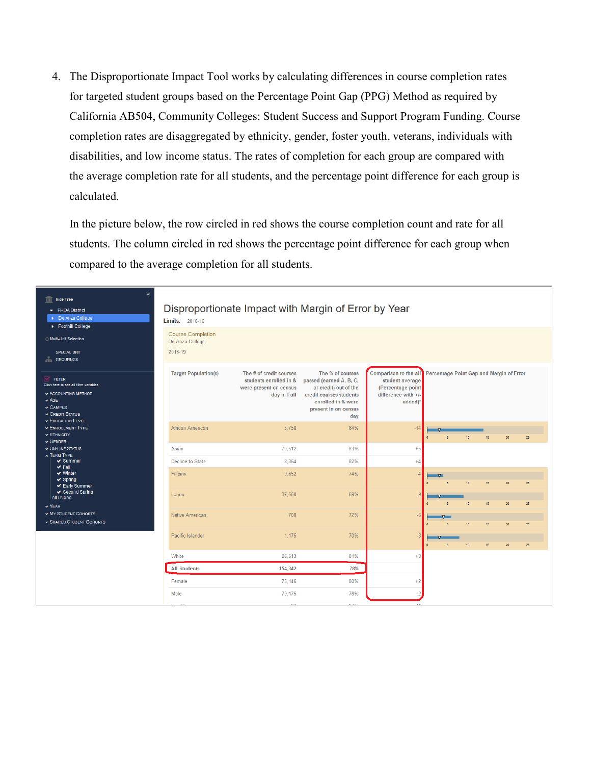4. The Disproportionate Impact Tool works by calculating differences in course completion rates for targeted student groups based on the Percentage Point Gap (PPG) Method as required by California AB504, Community Colleges: Student Success and Support Program Funding. Course completion rates are disaggregated by ethnicity, gender, foster youth, veterans, individuals with disabilities, and low income status. The rates of completion for each group are compared with the average completion rate for all students, and the percentage point difference for each group is calculated.

   In the picture below, the row circled in red shows the course completion count and rate for all students. The column circled in red shows the percentage point difference for each group when compared to the average completion for all students.

Disproportionate Impact with Margin of Error by Year

Limits: 2018-19

Course Completion
De Anza College
2018-19

| Target Population(s) | The # of credit courses students enrolled in & were present on census day in Fall | The % of courses passed (earned A, B, C, or credit) out of the credit courses students enrolled in & were present in on census day | Comparison to the all student average (Percentage point difference with +/- added)* | Percentage Point Gap and Margin of Error |
|---|---|---|---|---|
| African American | 5,758 | 64% | -14 | |
| Asian | 70,512 | 83% | +5 | |
| Decline to State | 2,364 | 82% | +4 | |
| Filipinx | 9,652 | 74% | -4 | |
| Latinx | 37,660 | 69% | -9 | |
| Native American | 708 | 72% | -5 | |
| Pacific Islander | 1,175 | 70% | -8 | |
| White | 25,513 | 81% | +3 | |
| All Students | 154,342 | 78% | | |
| Female | 75,146 | 80% | +2 | |
| Male | 79,175 | 76% | -2 | |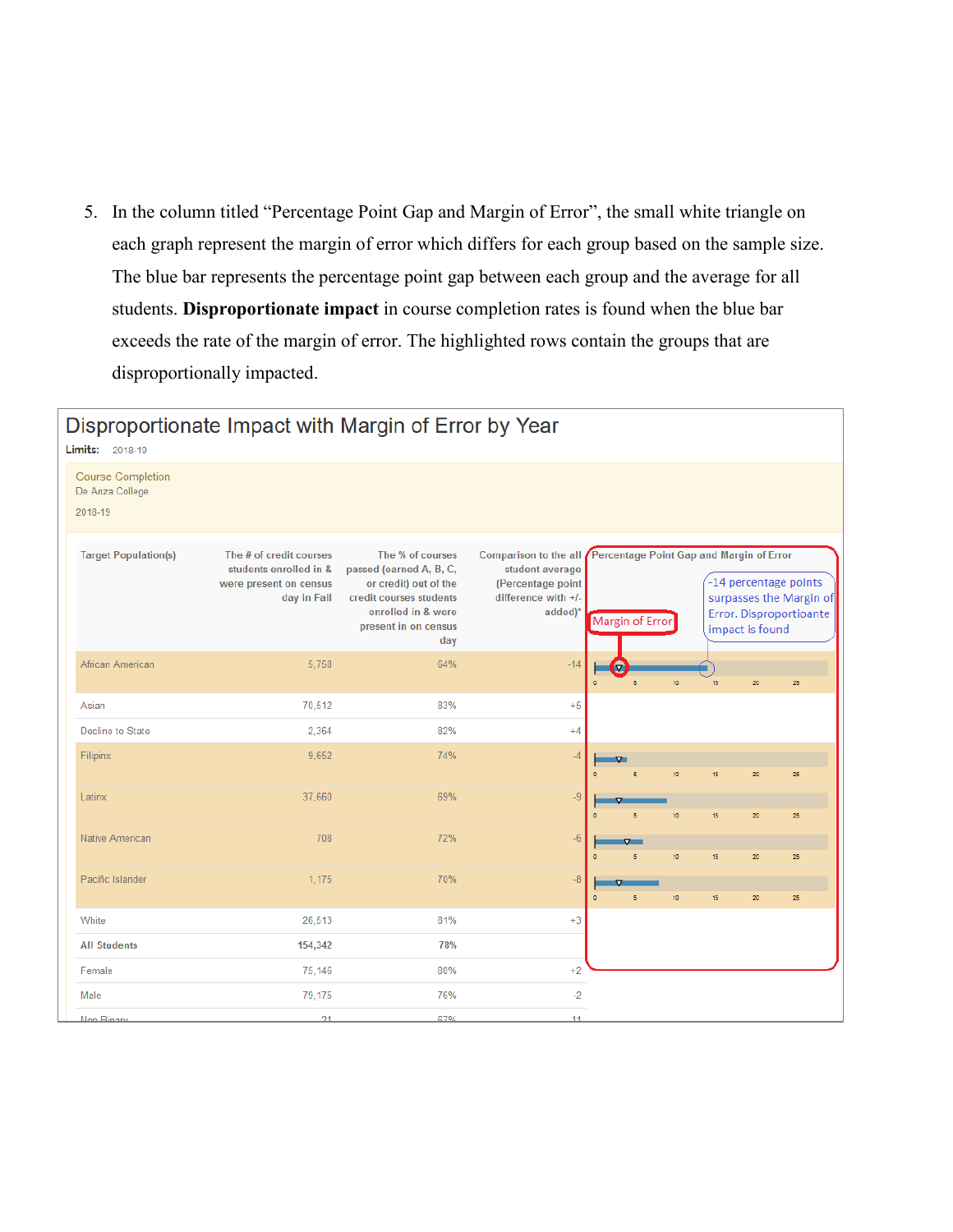5. In the column titled "Percentage Point Gap and Margin of Error", the small white triangle on each graph represent the margin of error which differs for each group based on the sample size. The blue bar represents the percentage point gap between each group and the average for all students. **Disproportionate impact** in course completion rates is found when the blue bar exceeds the rate of the margin of error. The highlighted rows contain the groups that are disproportionally impacted.

## Disproportionate Impact with Margin of Error by Year

**Limits:** 2018-19

Course Completion
De Anza College
2018-19

| Target Population(s) | The # of credit courses students enrolled in & were present on census day in Fall | The % of courses passed (earned A, B, C, or credit) out of the credit courses students enrolled in & were present on census day | Comparison to the all student average (Percentage point difference with +/- added)* | Percentage Point Gap and Margin of Error |
|---|---|---|---|---|
| African American | 5,758 | 64% | -14 | |
| Asian | 70,512 | 83% | +5 | |
| Decline to State | 2,364 | 82% | +4 | |
| Filipinx | 9,652 | 74% | -4 | |
| Latinx | 37,660 | 69% | -9 | |
| Native American | 708 | 72% | -6 | |
| Pacific Islander | 1,175 | 70% | -8 | |
| White | 26,513 | 81% | +3 | |
| **All Students** | **154,342** | **78%** | | |
| Female | 75,146 | 80% | +2 | |
| Male | 79,175 | 76% | -2 | |
| Non Binary | 21 | 67% | -11 | |

Margin of Error

-14 percentage points surpasses the Margin of Error. Disproportioante impact is found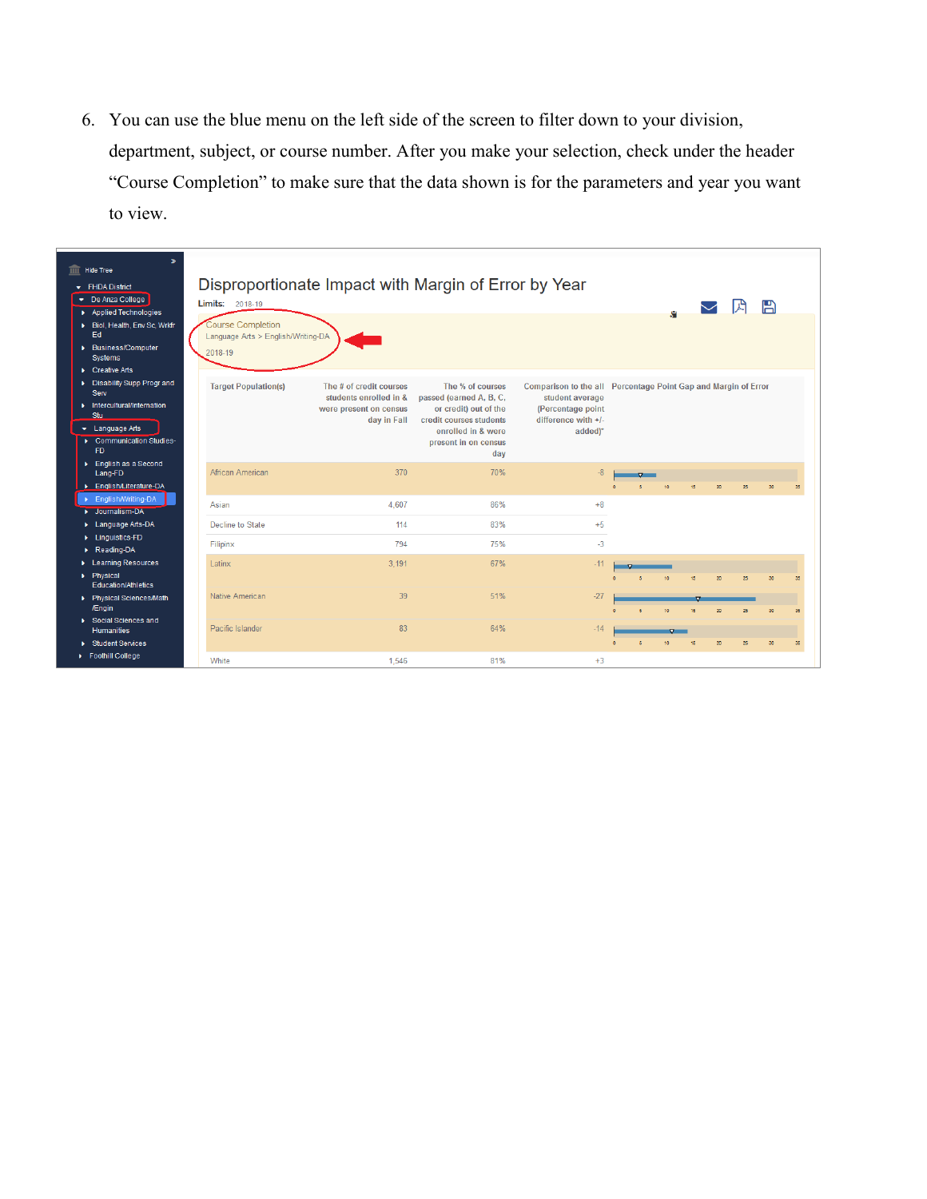6. You can use the blue menu on the left side of the screen to filter down to your division, department, subject, or course number. After you make your selection, check under the header "Course Completion" to make sure that the data shown is for the parameters and year you want to view.

Hide Tree

- FHDA District
  - De Anza College
    - Applied Technologies
    - Biol, Health, Env Sc, Wrkfr Ed
    - Business/Computer Systems
    - Creative Arts
    - Disability Supp Progr and Serv
    - Intercultural/International Stu
    - Language Arts
      - Communication Studies-FD
      - English as a Second Lang-FD
      - English/Literature-DA
      - English/Writing-DA
      - Journalism-DA
      - Language Arts-DA
      - Linguistics-FD
      - Reading-DA
    - Learning Resources
    - Physical Education/Athletics
    - Physical Sciences/Math /Engin
    - Social Sciences and Humanities
    - Student Services
  - Foothill College

## Disproportionate Impact with Margin of Error by Year

**Limits:** 2018-19

Course Completion
Language Arts > English/Writing-DA
2018-19

| Target Population(s) | The # of credit courses students enrolled in & were present on census day in Fall | The % of courses passed (earned A, B, C, or credit) out of the credit courses students enrolled in & were present in on census day | Comparison to the all student average (Percentage point difference with +/- added)* | Percentage Point Gap and Margin of Error |
|---|---|---|---|---|
| African American | 370 | 70% | -8 | |
| Asian | 4,607 | 86% | +8 | |
| Decline to State | 114 | 83% | +5 | |
| Filipinx | 794 | 75% | -3 | |
| Latinx | 3,191 | 67% | -11 | |
| Native American | 39 | 51% | -27 | |
| Pacific Islander | 83 | 64% | -14 | |
| White | 1,546 | 81% | +3 | |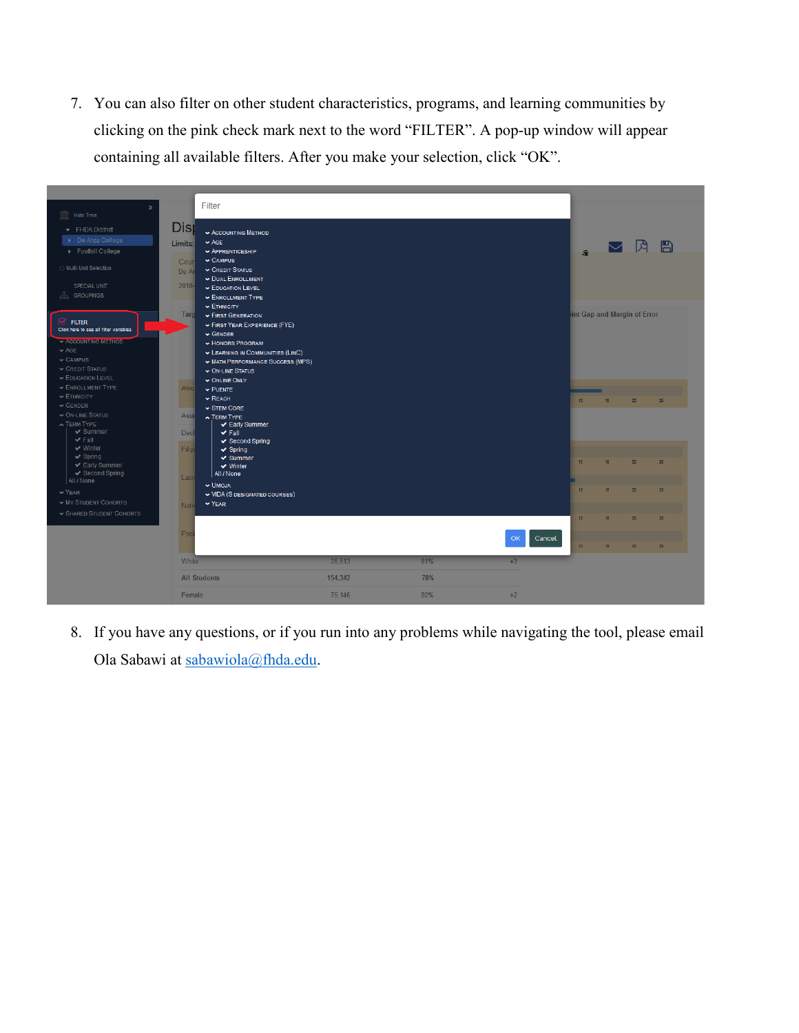7. You can also filter on other student characteristics, programs, and learning communities by clicking on the pink check mark next to the word "FILTER". A pop-up window will appear containing all available filters. After you make your selection, click "OK".

8. If you have any questions, or if you run into any problems while navigating the tool, please email Ola Sabawi at sabawiola@fhda.edu.